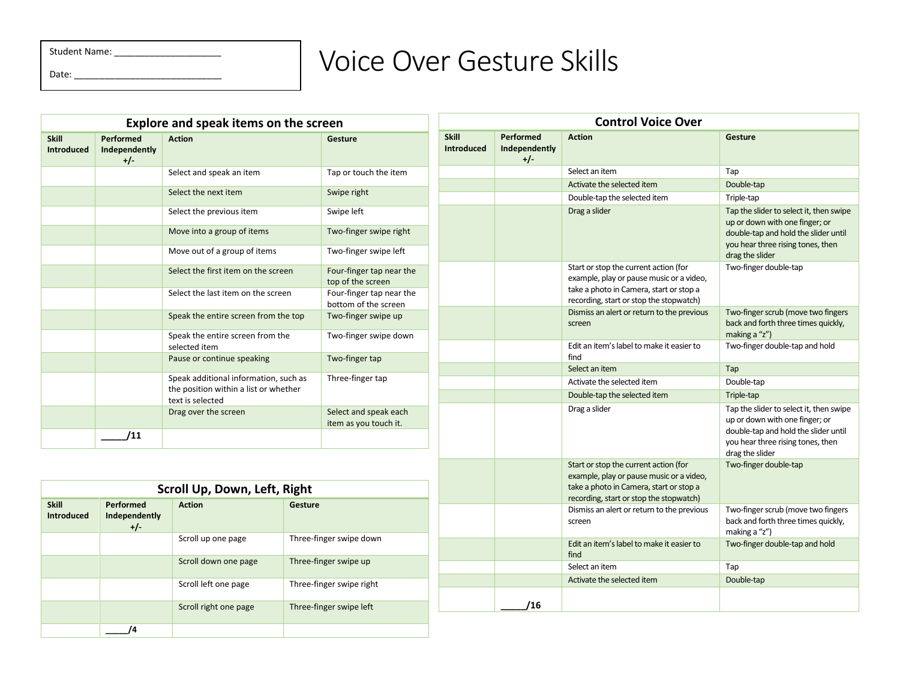Student Name: _____________________

Date: _____________________________

# Voice Over Gesture Skills

## Explore and speak items on the screen

| Skill Introduced | Performed Independently +/- | Action | Gesture |
|---|---|---|---|
| | | Select and speak an item | Tap or touch the item |
| | | Select the next item | Swipe right |
| | | Select the previous item | Swipe left |
| | | Move into a group of items | Two-finger swipe right |
| | | Move out of a group of items | Two-finger swipe left |
| | | Select the first item on the screen | Four-finger tap near the top of the screen |
| | | Select the last item on the screen | Four-finger tap near the bottom of the screen |
| | | Speak the entire screen from the top | Two-finger swipe up |
| | | Speak the entire screen from the selected item | Two-finger swipe down |
| | | Pause or continue speaking | Two-finger tap |
| | | Speak additional information, such as the position within a list or whether text is selected | Three-finger tap |
| | | Drag over the screen | Select and speak each item as you touch it. |
| | _____/11 | | |

## Scroll Up, Down, Left, Right

| Skill Introduced | Performed Independently +/- | Action | Gesture |
|---|---|---|---|
| | | Scroll up one page | Three-finger swipe down |
| | | Scroll down one page | Three-finger swipe up |
| | | Scroll left one page | Three-finger swipe right |
| | | Scroll right one page | Three-finger swipe left |
| | _____/4 | | |

## Control Voice Over

| Skill Introduced | Performed Independently +/- | Action | Gesture |
|---|---|---|---|
| | | Select an item | Tap |
| | | Activate the selected item | Double-tap |
| | | Double-tap the selected item | Triple-tap |
| | | Drag a slider | Tap the slider to select it, then swipe up or down with one finger; or double-tap and hold the slider until you hear three rising tones, then drag the slider |
| | | Start or stop the current action (for example, play or pause music or a video, take a photo in Camera, start or stop a recording, start or stop the stopwatch) | Two-finger double-tap |
| | | Dismiss an alert or return to the previous screen | Two-finger scrub (move two fingers back and forth three times quickly, making a "z") |
| | | Edit an item's label to make it easier to find | Two-finger double-tap and hold |
| | | Select an item | Tap |
| | | Activate the selected item | Double-tap |
| | | Double-tap the selected item | Triple-tap |
| | | Drag a slider | Tap the slider to select it, then swipe up or down with one finger; or double-tap and hold the slider until you hear three rising tones, then drag the slider |
| | | Start or stop the current action (for example, play or pause music or a video, take a photo in Camera, start or stop a recording, start or stop the stopwatch) | Two-finger double-tap |
| | | Dismiss an alert or return to the previous screen | Two-finger scrub (move two fingers back and forth three times quickly, making a "z") |
| | | Edit an item's label to make it easier to find | Two-finger double-tap and hold |
| | | Select an item | Tap |
| | | Activate the selected item | Double-tap |
| | _____/16 | | |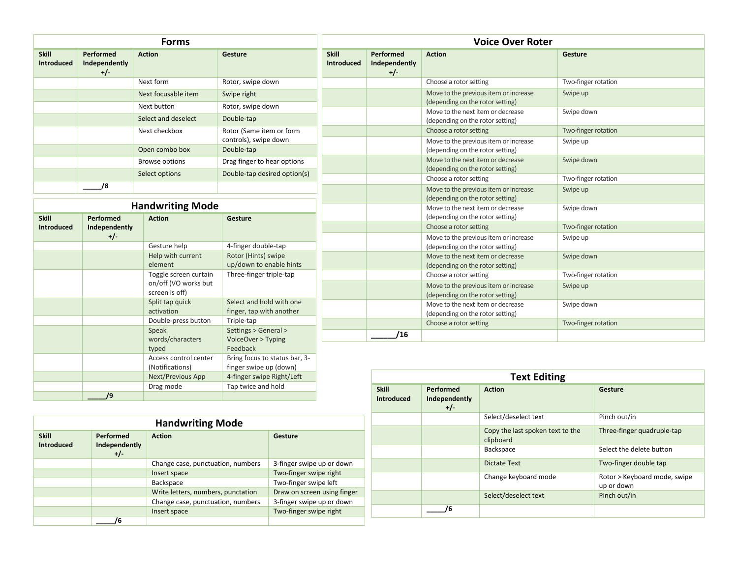## Forms

| Skill Introduced | Performed Independently +/- | Action | Gesture |
|---|---|---|---|
| | | Next form | Rotor, swipe down |
| | | Next focusable item | Swipe right |
| | | Next button | Rotor, swipe down |
| | | Select and deselect | Double-tap |
| | | Next checkbox | Rotor (Same item or form controls), swipe down |
| | | Open combo box | Double-tap |
| | | Browse options | Drag finger to hear options |
| | | Select options | Double-tap desired option(s) |
| | _____/8 | | |

## Handwriting Mode

| Skill Introduced | Performed Independently +/- | Action | Gesture |
|---|---|---|---|
| | | Gesture help | 4-finger double-tap |
| | | Help with current element | Rotor (Hints) swipe up/down to enable hints |
| | | Toggle screen curtain on/off (VO works but screen is off) | Three-finger triple-tap |
| | | Split tap quick activation | Select and hold with one finger, tap with another |
| | | Double-press button | Triple-tap |
| | | Speak words/characters typed | Settings > General > VoiceOver > Typing Feedback |
| | | Access control center (Notifications) | Bring focus to status bar, 3-finger swipe up (down) |
| | | Next/Previous App | 4-finger swipe Right/Left |
| | | Drag mode | Tap twice and hold |
| | _____/9 | | |

## Handwriting Mode

| Skill Introduced | Performed Independently +/- | Action | Gesture |
|---|---|---|---|
| | | Change case, punctuation, numbers | 3-finger swipe up or down |
| | | Insert space | Two-finger swipe right |
| | | Backspace | Two-finger swipe left |
| | | Write letters, numbers, punctation | Draw on screen using finger |
| | | Change case, punctuation, numbers | 3-finger swipe up or down |
| | | Insert space | Two-finger swipe right |
| | _____/6 | | |

## Voice Over Roter

| Skill Introduced | Performed Independently +/- | Action | Gesture |
|---|---|---|---|
| | | Choose a rotor setting | Two-finger rotation |
| | | Move to the previous item or increase (depending on the rotor setting) | Swipe up |
| | | Move to the next item or decrease (depending on the rotor setting) | Swipe down |
| | | Choose a rotor setting | Two-finger rotation |
| | | Move to the previous item or increase (depending on the rotor setting) | Swipe up |
| | | Move to the next item or decrease (depending on the rotor setting) | Swipe down |
| | | Choose a rotor setting | Two-finger rotation |
| | | Move to the previous item or increase (depending on the rotor setting) | Swipe up |
| | | Move to the next item or decrease (depending on the rotor setting) | Swipe down |
| | | Choose a rotor setting | Two-finger rotation |
| | | Move to the previous item or increase (depending on the rotor setting) | Swipe up |
| | | Move to the next item or decrease (depending on the rotor setting) | Swipe down |
| | | Choose a rotor setting | Two-finger rotation |
| | | Move to the previous item or increase (depending on the rotor setting) | Swipe up |
| | | Move to the next item or decrease (depending on the rotor setting) | Swipe down |
| | | Choose a rotor setting | Two-finger rotation |
| | ______/16 | | |

## Text Editing

| Skill Introduced | Performed Independently +/- | Action | Gesture |
|---|---|---|---|
| | | Select/deselect text | Pinch out/in |
| | | Copy the last spoken text to the clipboard | Three-finger quadruple-tap |
| | | Backspace | Select the delete button |
| | | Dictate Text | Two-finger double tap |
| | | Change keyboard mode | Rotor > Keyboard mode, swipe up or down |
| | | Select/deselect text | Pinch out/in |
| | _____/6 | | |